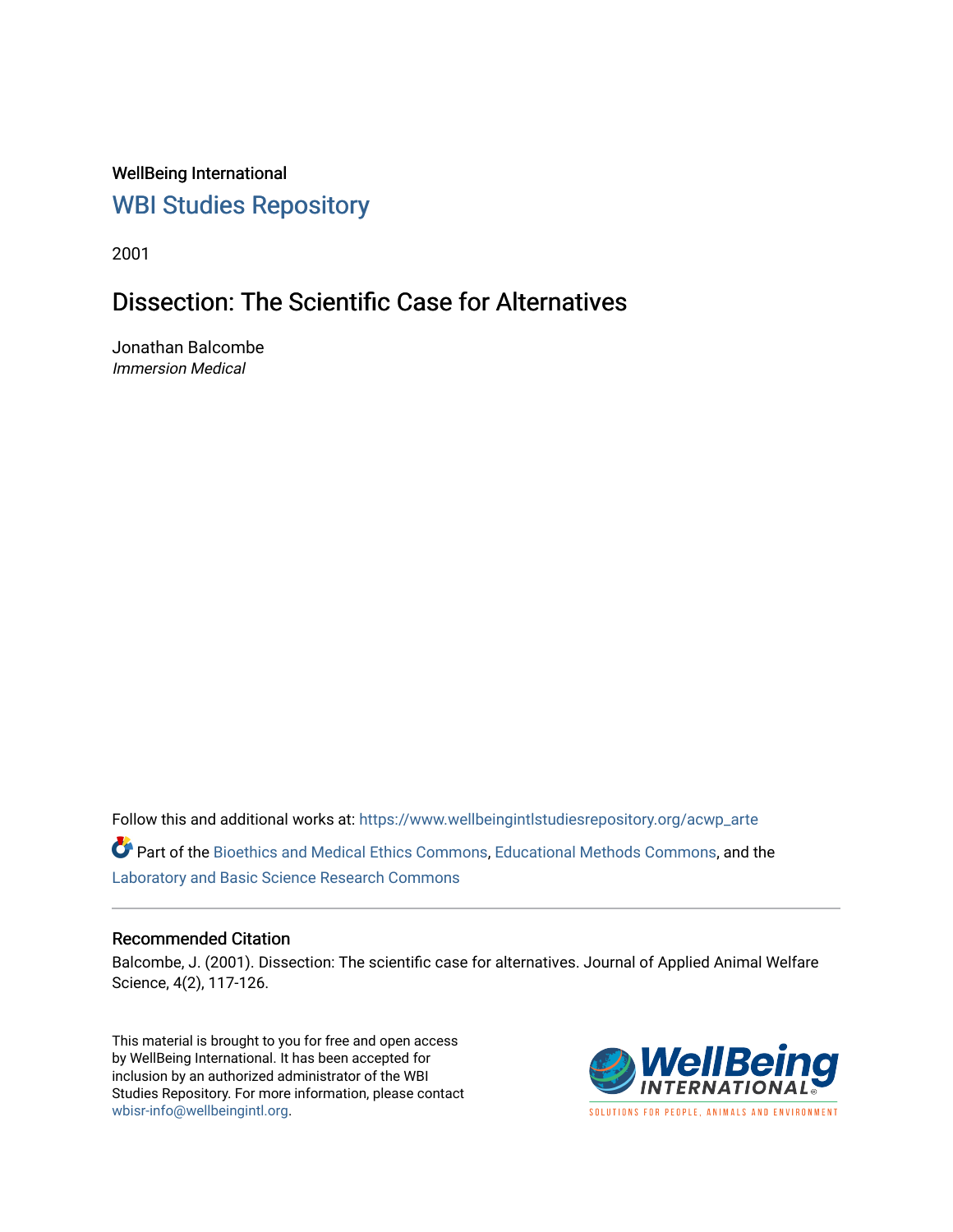WellBeing International

## WBI Studies Repository

2001

# Dissection: The Scientific Case for Alternatives

Jonathan Balcombe
*Immersion Medical*

Follow this and additional works at: https://www.wellbeingintlstudiesrepository.org/acwp_arte

Part of the Bioethics and Medical Ethics Commons, Educational Methods Commons, and the Laboratory and Basic Science Research Commons

### Recommended Citation

Balcombe, J. (2001). Dissection: The scientific case for alternatives. Journal of Applied Animal Welfare Science, 4(2), 117-126.

This material is brought to you for free and open access by WellBeing International. It has been accepted for inclusion by an authorized administrator of the WBI Studies Repository. For more information, please contact wbisr-info@wellbeingintl.org.

WellBeing INTERNATIONAL
SOLUTIONS FOR PEOPLE, ANIMALS AND ENVIRONMENT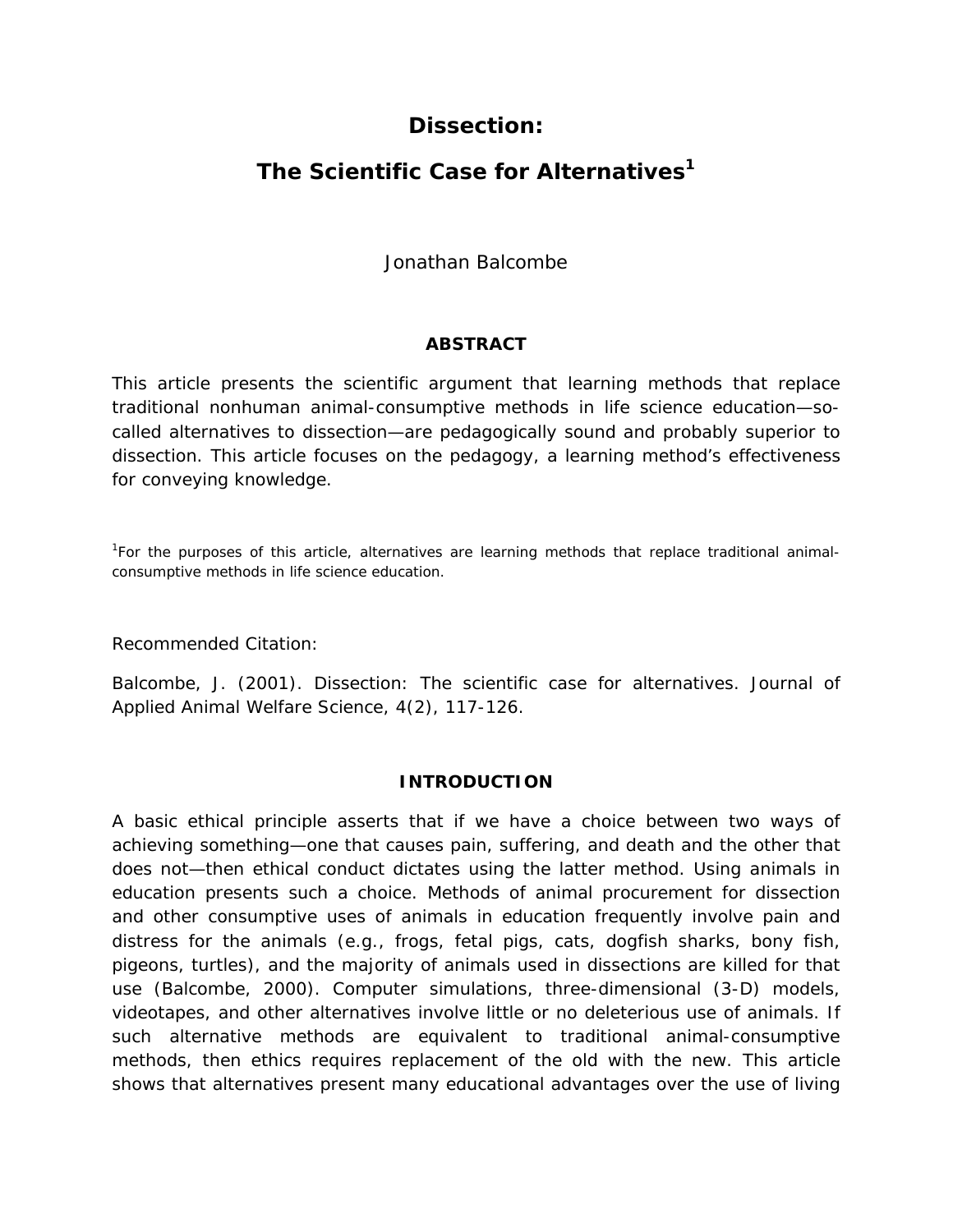# Dissection:

# The Scientific Case for Alternatives[1]

Jonathan Balcombe

## ABSTRACT

This article presents the scientific argument that learning methods that replace traditional nonhuman animal-consumptive methods in life science education—so-called alternatives to dissection—are pedagogically sound and probably superior to dissection. This article focuses on the pedagogy, a learning method's effectiveness for conveying knowledge.

[1]For the purposes of this article, alternatives are learning methods that replace traditional animal-consumptive methods in life science education.

Recommended Citation:

Balcombe, J. (2001). Dissection: The scientific case for alternatives. Journal of Applied Animal Welfare Science, 4(2), 117-126.

## INTRODUCTION

A basic ethical principle asserts that if we have a choice between two ways of achieving something—one that causes pain, suffering, and death and the other that does not—then ethical conduct dictates using the latter method. Using animals in education presents such a choice. Methods of animal procurement for dissection and other consumptive uses of animals in education frequently involve pain and distress for the animals (e.g., frogs, fetal pigs, cats, dogfish sharks, bony fish, pigeons, turtles), and the majority of animals used in dissections are killed for that use (Balcombe, 2000). Computer simulations, three-dimensional (3-D) models, videotapes, and other alternatives involve little or no deleterious use of animals. If such alternative methods are equivalent to traditional animal-consumptive methods, then ethics requires replacement of the old with the new. This article shows that alternatives present many educational advantages over the use of living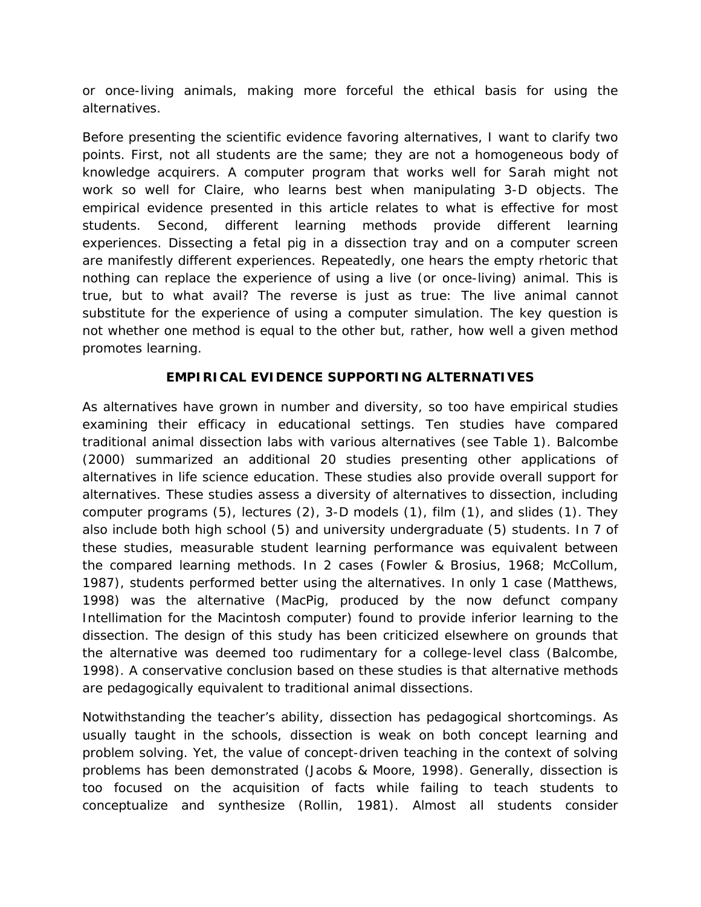or once-living animals, making more forceful the ethical basis for using the alternatives.

Before presenting the scientific evidence favoring alternatives, I want to clarify two points. First, not all students are the same; they are not a homogeneous body of knowledge acquirers. A computer program that works well for Sarah might not work so well for Claire, who learns best when manipulating 3-D objects. The empirical evidence presented in this article relates to what is effective for most students. Second, different learning methods provide different learning experiences. Dissecting a fetal pig in a dissection tray and on a computer screen are manifestly different experiences. Repeatedly, one hears the empty rhetoric that nothing can replace the experience of using a live (or once-living) animal. This is true, but to what avail? The reverse is just as true: The live animal cannot substitute for the experience of using a computer simulation. The key question is not whether one method is equal to the other but, rather, how well a given method promotes learning.

## EMPIRICAL EVIDENCE SUPPORTING ALTERNATIVES

As alternatives have grown in number and diversity, so too have empirical studies examining their efficacy in educational settings. Ten studies have compared traditional animal dissection labs with various alternatives (see Table 1). Balcombe (2000) summarized an additional 20 studies presenting other applications of alternatives in life science education. These studies also provide overall support for alternatives. These studies assess a diversity of alternatives to dissection, including computer programs (5), lectures (2), 3-D models (1), film (1), and slides (1). They also include both high school (5) and university undergraduate (5) students. In 7 of these studies, measurable student learning performance was equivalent between the compared learning methods. In 2 cases (Fowler & Brosius, 1968; McCollum, 1987), students performed better using the alternatives. In only 1 case (Matthews, 1998) was the alternative (MacPig, produced by the now defunct company Intellimation for the Macintosh computer) found to provide inferior learning to the dissection. The design of this study has been criticized elsewhere on grounds that the alternative was deemed too rudimentary for a college-level class (Balcombe, 1998). A conservative conclusion based on these studies is that alternative methods are pedagogically equivalent to traditional animal dissections.

Notwithstanding the teacher's ability, dissection has pedagogical shortcomings. As usually taught in the schools, dissection is weak on both concept learning and problem solving. Yet, the value of concept-driven teaching in the context of solving problems has been demonstrated (Jacobs & Moore, 1998). Generally, dissection is too focused on the acquisition of facts while failing to teach students to conceptualize and synthesize (Rollin, 1981). Almost all students consider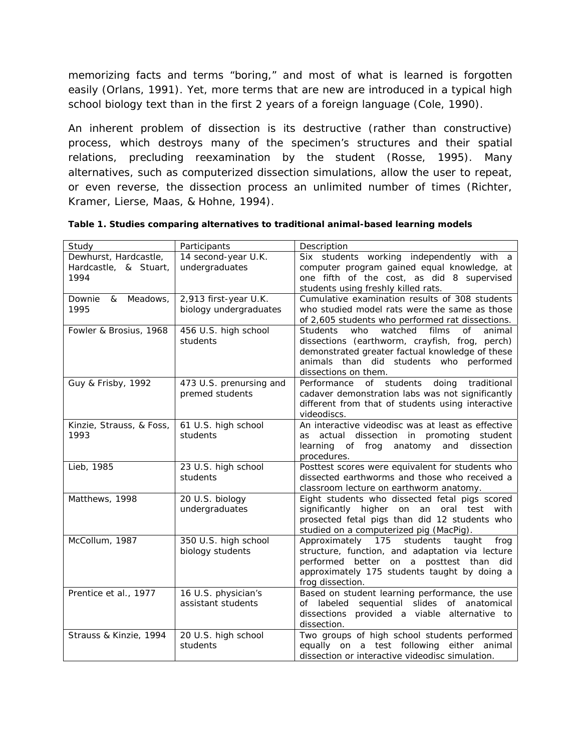memorizing facts and terms "boring," and most of what is learned is forgotten easily (Orlans, 1991). Yet, more terms that are new are introduced in a typical high school biology text than in the first 2 years of a foreign language (Cole, 1990).

An inherent problem of dissection is its destructive (rather than constructive) process, which destroys many of the specimen's structures and their spatial relations, precluding reexamination by the student (Rosse, 1995). Many alternatives, such as computerized dissection simulations, allow the user to repeat, or even reverse, the dissection process an unlimited number of times (Richter, Kramer, Lierse, Maas, & Hohne, 1994).

**Table 1. Studies comparing alternatives to traditional animal-based learning models**

| Study | Participants | Description |
|---|---|---|
| Dewhurst, Hardcastle, Hardcastle, & Stuart, 1994 | 14 second-year U.K. undergraduates | Six students working independently with a computer program gained equal knowledge, at one fifth of the cost, as did 8 supervised students using freshly killed rats. |
| Downie & Meadows, 1995 | 2,913 first-year U.K. biology undergraduates | Cumulative examination results of 308 students who studied model rats were the same as those of 2,605 students who performed rat dissections. |
| Fowler & Brosius, 1968 | 456 U.S. high school students | Students who watched films of animal dissections (earthworm, crayfish, frog, perch) demonstrated greater factual knowledge of these animals than did students who performed dissections on them. |
| Guy & Frisby, 1992 | 473 U.S. prenursing and premed students | Performance of students doing traditional cadaver demonstration labs was not significantly different from that of students using interactive videodiscs. |
| Kinzie, Strauss, & Foss, 1993 | 61 U.S. high school students | An interactive videodisc was at least as effective as actual dissection in promoting student learning of frog anatomy and dissection procedures. |
| Lieb, 1985 | 23 U.S. high school students | Posttest scores were equivalent for students who dissected earthworms and those who received a classroom lecture on earthworm anatomy. |
| Matthews, 1998 | 20 U.S. biology undergraduates | Eight students who dissected fetal pigs scored significantly higher on an oral test with prosected fetal pigs than did 12 students who studied on a computerized pig (MacPig). |
| McCollum, 1987 | 350 U.S. high school biology students | Approximately 175 students taught frog structure, function, and adaptation via lecture performed better on a posttest than did approximately 175 students taught by doing a frog dissection. |
| Prentice et al., 1977 | 16 U.S. physician's assistant students | Based on student learning performance, the use of labeled sequential slides of anatomical dissections provided a viable alternative to dissection. |
| Strauss & Kinzie, 1994 | 20 U.S. high school students | Two groups of high school students performed equally on a test following either animal dissection or interactive videodisc simulation. |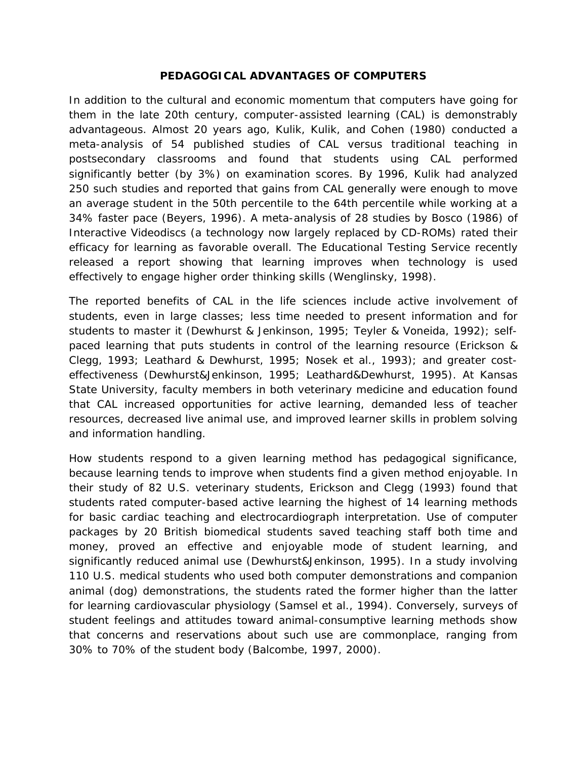## PEDAGOGICAL ADVANTAGES OF COMPUTERS

In addition to the cultural and economic momentum that computers have going for them in the late 20th century, computer-assisted learning (CAL) is demonstrably advantageous. Almost 20 years ago, Kulik, Kulik, and Cohen (1980) conducted a meta-analysis of 54 published studies of CAL versus traditional teaching in postsecondary classrooms and found that students using CAL performed significantly better (by 3%) on examination scores. By 1996, Kulik had analyzed 250 such studies and reported that gains from CAL generally were enough to move an average student in the 50th percentile to the 64th percentile while working at a 34% faster pace (Beyers, 1996). A meta-analysis of 28 studies by Bosco (1986) of Interactive Videodiscs (a technology now largely replaced by CD-ROMs) rated their efficacy for learning as favorable overall. The Educational Testing Service recently released a report showing that learning improves when technology is used effectively to engage higher order thinking skills (Wenglinsky, 1998).

The reported benefits of CAL in the life sciences include active involvement of students, even in large classes; less time needed to present information and for students to master it (Dewhurst & Jenkinson, 1995; Teyler & Voneida, 1992); self-paced learning that puts students in control of the learning resource (Erickson & Clegg, 1993; Leathard & Dewhurst, 1995; Nosek et al., 1993); and greater cost-effectiveness (Dewhurst&Jenkinson, 1995; Leathard&Dewhurst, 1995). At Kansas State University, faculty members in both veterinary medicine and education found that CAL increased opportunities for active learning, demanded less of teacher resources, decreased live animal use, and improved learner skills in problem solving and information handling.

How students respond to a given learning method has pedagogical significance, because learning tends to improve when students find a given method enjoyable. In their study of 82 U.S. veterinary students, Erickson and Clegg (1993) found that students rated computer-based active learning the highest of 14 learning methods for basic cardiac teaching and electrocardiograph interpretation. Use of computer packages by 20 British biomedical students saved teaching staff both time and money, proved an effective and enjoyable mode of student learning, and significantly reduced animal use (Dewhurst&Jenkinson, 1995). In a study involving 110 U.S. medical students who used both computer demonstrations and companion animal (dog) demonstrations, the students rated the former higher than the latter for learning cardiovascular physiology (Samsel et al., 1994). Conversely, surveys of student feelings and attitudes toward animal-consumptive learning methods show that concerns and reservations about such use are commonplace, ranging from 30% to 70% of the student body (Balcombe, 1997, 2000).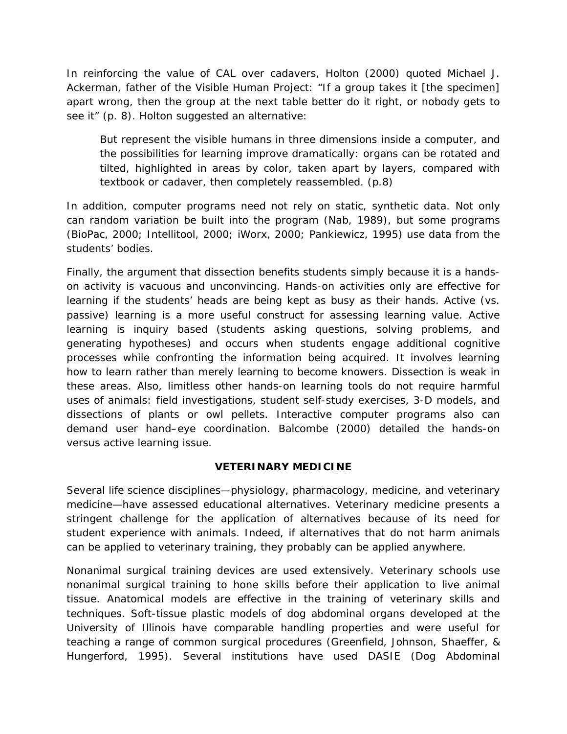In reinforcing the value of CAL over cadavers, Holton (2000) quoted Michael J. Ackerman, father of the Visible Human Project: “If a group takes it [the specimen] apart wrong, then the group at the next table better do it right, or nobody gets to see it” (p. 8). Holton suggested an alternative:

> But represent the visible humans in three dimensions inside a computer, and the possibilities for learning improve dramatically: organs can be rotated and tilted, highlighted in areas by color, taken apart by layers, compared with textbook or cadaver, then completely reassembled. (p.8)

In addition, computer programs need not rely on static, synthetic data. Not only can random variation be built into the program (Nab, 1989), but some programs (BioPac, 2000; Intellitool, 2000; iWorx, 2000; Pankiewicz, 1995) use data from the students’ bodies.

Finally, the argument that dissection benefits students simply because it is a hands-on activity is vacuous and unconvincing. Hands-on activities only are effective for learning if the students’ heads are being kept as busy as their hands. Active (vs. passive) learning is a more useful construct for assessing learning value. Active learning is inquiry based (students asking questions, solving problems, and generating hypotheses) and occurs when students engage additional cognitive processes while confronting the information being acquired. It involves learning how to learn rather than merely learning to become knowers. Dissection is weak in these areas. Also, limitless other hands-on learning tools do not require harmful uses of animals: field investigations, student self-study exercises, 3-D models, and dissections of plants or owl pellets. Interactive computer programs also can demand user hand–eye coordination. Balcombe (2000) detailed the hands-on versus active learning issue.

## VETERINARY MEDICINE

Several life science disciplines—physiology, pharmacology, medicine, and veterinary medicine—have assessed educational alternatives. Veterinary medicine presents a stringent challenge for the application of alternatives because of its need for student experience with animals. Indeed, if alternatives that do not harm animals can be applied to veterinary training, they probably can be applied anywhere.

Nonanimal surgical training devices are used extensively. Veterinary schools use nonanimal surgical training to hone skills before their application to live animal tissue. Anatomical models are effective in the training of veterinary skills and techniques. Soft-tissue plastic models of dog abdominal organs developed at the University of Illinois have comparable handling properties and were useful for teaching a range of common surgical procedures (Greenfield, Johnson, Shaeffer, & Hungerford, 1995). Several institutions have used DASIE (Dog Abdominal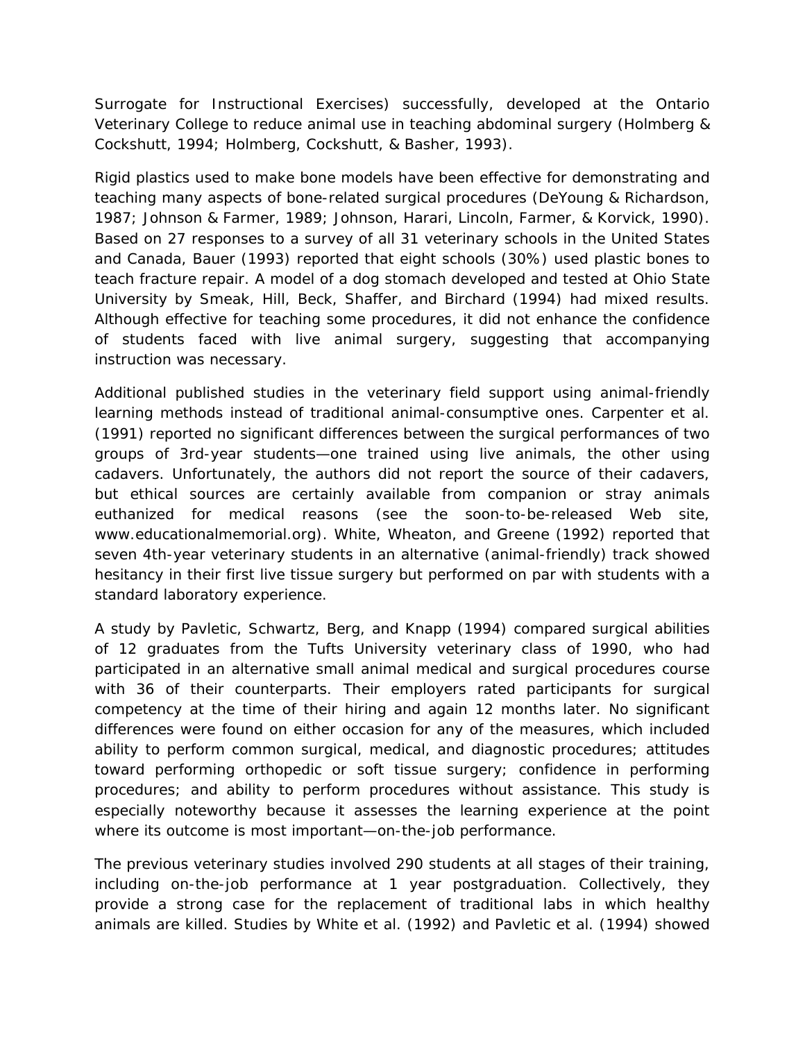Surrogate for Instructional Exercises) successfully, developed at the Ontario Veterinary College to reduce animal use in teaching abdominal surgery (Holmberg & Cockshutt, 1994; Holmberg, Cockshutt, & Basher, 1993).

Rigid plastics used to make bone models have been effective for demonstrating and teaching many aspects of bone-related surgical procedures (DeYoung & Richardson, 1987; Johnson & Farmer, 1989; Johnson, Harari, Lincoln, Farmer, & Korvick, 1990). Based on 27 responses to a survey of all 31 veterinary schools in the United States and Canada, Bauer (1993) reported that eight schools (30%) used plastic bones to teach fracture repair. A model of a dog stomach developed and tested at Ohio State University by Smeak, Hill, Beck, Shaffer, and Birchard (1994) had mixed results. Although effective for teaching some procedures, it did not enhance the confidence of students faced with live animal surgery, suggesting that accompanying instruction was necessary.

Additional published studies in the veterinary field support using animal-friendly learning methods instead of traditional animal-consumptive ones. Carpenter et al. (1991) reported no significant differences between the surgical performances of two groups of 3rd-year students—one trained using live animals, the other using cadavers. Unfortunately, the authors did not report the source of their cadavers, but ethical sources are certainly available from companion or stray animals euthanized for medical reasons (see the soon-to-be-released Web site, www.educationalmemorial.org). White, Wheaton, and Greene (1992) reported that seven 4th-year veterinary students in an alternative (animal-friendly) track showed hesitancy in their first live tissue surgery but performed on par with students with a standard laboratory experience.

A study by Pavletic, Schwartz, Berg, and Knapp (1994) compared surgical abilities of 12 graduates from the Tufts University veterinary class of 1990, who had participated in an alternative small animal medical and surgical procedures course with 36 of their counterparts. Their employers rated participants for surgical competency at the time of their hiring and again 12 months later. No significant differences were found on either occasion for any of the measures, which included ability to perform common surgical, medical, and diagnostic procedures; attitudes toward performing orthopedic or soft tissue surgery; confidence in performing procedures; and ability to perform procedures without assistance. This study is especially noteworthy because it assesses the learning experience at the point where its outcome is most important—on-the-job performance.

The previous veterinary studies involved 290 students at all stages of their training, including on-the-job performance at 1 year postgraduation. Collectively, they provide a strong case for the replacement of traditional labs in which healthy animals are killed. Studies by White et al. (1992) and Pavletic et al. (1994) showed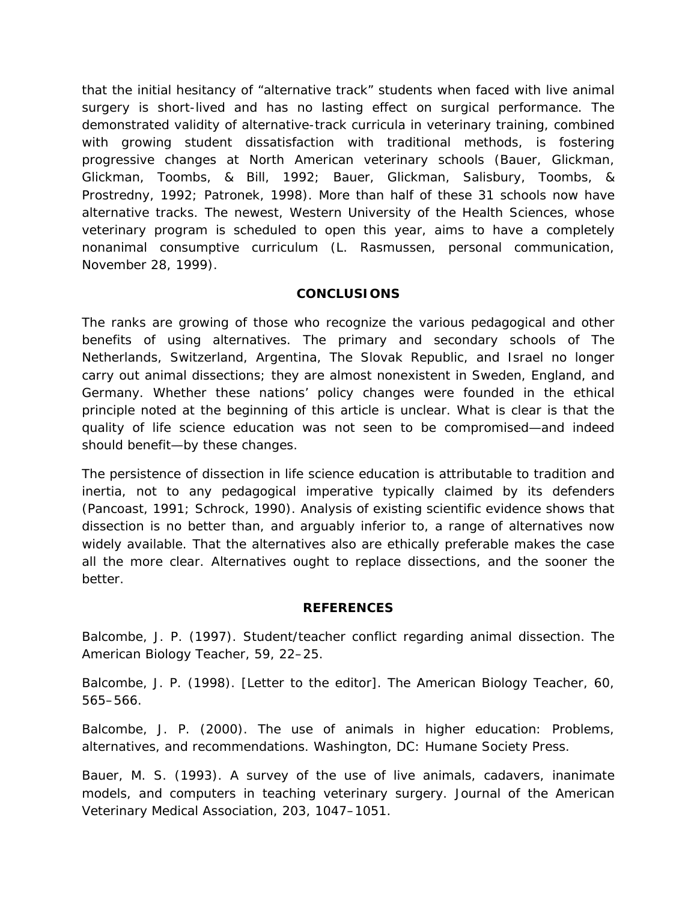that the initial hesitancy of "alternative track" students when faced with live animal surgery is short-lived and has no lasting effect on surgical performance. The demonstrated validity of alternative-track curricula in veterinary training, combined with growing student dissatisfaction with traditional methods, is fostering progressive changes at North American veterinary schools (Bauer, Glickman, Glickman, Toombs, & Bill, 1992; Bauer, Glickman, Salisbury, Toombs, & Prostredny, 1992; Patronek, 1998). More than half of these 31 schools now have alternative tracks. The newest, Western University of the Health Sciences, whose veterinary program is scheduled to open this year, aims to have a completely nonanimal consumptive curriculum (L. Rasmussen, personal communication, November 28, 1999).

## CONCLUSIONS

The ranks are growing of those who recognize the various pedagogical and other benefits of using alternatives. The primary and secondary schools of The Netherlands, Switzerland, Argentina, The Slovak Republic, and Israel no longer carry out animal dissections; they are almost nonexistent in Sweden, England, and Germany. Whether these nations' policy changes were founded in the ethical principle noted at the beginning of this article is unclear. What is clear is that the quality of life science education was not seen to be compromised—and indeed should benefit—by these changes.

The persistence of dissection in life science education is attributable to tradition and inertia, not to any pedagogical imperative typically claimed by its defenders (Pancoast, 1991; Schrock, 1990). Analysis of existing scientific evidence shows that dissection is no better than, and arguably inferior to, a range of alternatives now widely available. That the alternatives also are ethically preferable makes the case all the more clear. Alternatives ought to replace dissections, and the sooner the better.

## REFERENCES

Balcombe, J. P. (1997). Student/teacher conflict regarding animal dissection. The American Biology Teacher, 59, 22–25.

Balcombe, J. P. (1998). [Letter to the editor]. The American Biology Teacher, 60, 565–566.

Balcombe, J. P. (2000). The use of animals in higher education: Problems, alternatives, and recommendations. Washington, DC: Humane Society Press.

Bauer, M. S. (1993). A survey of the use of live animals, cadavers, inanimate models, and computers in teaching veterinary surgery. Journal of the American Veterinary Medical Association, 203, 1047–1051.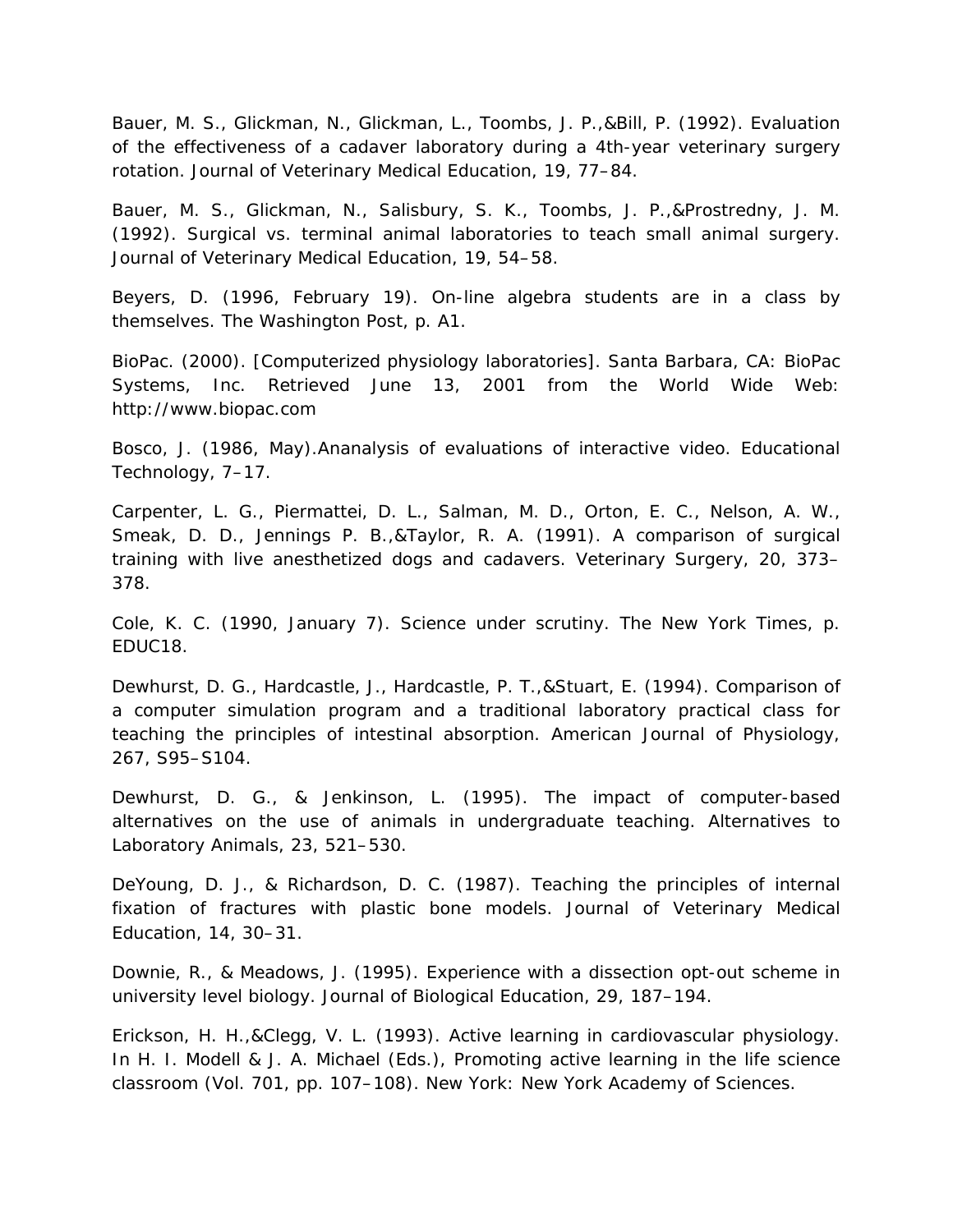Bauer, M. S., Glickman, N., Glickman, L., Toombs, J. P.,&Bill, P. (1992). Evaluation of the effectiveness of a cadaver laboratory during a 4th-year veterinary surgery rotation. Journal of Veterinary Medical Education, 19, 77–84.

Bauer, M. S., Glickman, N., Salisbury, S. K., Toombs, J. P.,&Prostredny, J. M. (1992). Surgical vs. terminal animal laboratories to teach small animal surgery. Journal of Veterinary Medical Education, 19, 54–58.

Beyers, D. (1996, February 19). On-line algebra students are in a class by themselves. The Washington Post, p. A1.

BioPac. (2000). [Computerized physiology laboratories]. Santa Barbara, CA: BioPac Systems, Inc. Retrieved June 13, 2001 from the World Wide Web: http://www.biopac.com

Bosco, J. (1986, May).Ananalysis of evaluations of interactive video. Educational Technology, 7–17.

Carpenter, L. G., Piermattei, D. L., Salman, M. D., Orton, E. C., Nelson, A. W., Smeak, D. D., Jennings P. B.,&Taylor, R. A. (1991). A comparison of surgical training with live anesthetized dogs and cadavers. Veterinary Surgery, 20, 373–378.

Cole, K. C. (1990, January 7). Science under scrutiny. The New York Times, p. EDUC18.

Dewhurst, D. G., Hardcastle, J., Hardcastle, P. T.,&Stuart, E. (1994). Comparison of a computer simulation program and a traditional laboratory practical class for teaching the principles of intestinal absorption. American Journal of Physiology, 267, S95–S104.

Dewhurst, D. G., & Jenkinson, L. (1995). The impact of computer-based alternatives on the use of animals in undergraduate teaching. Alternatives to Laboratory Animals, 23, 521–530.

DeYoung, D. J., & Richardson, D. C. (1987). Teaching the principles of internal fixation of fractures with plastic bone models. Journal of Veterinary Medical Education, 14, 30–31.

Downie, R., & Meadows, J. (1995). Experience with a dissection opt-out scheme in university level biology. Journal of Biological Education, 29, 187–194.

Erickson, H. H.,&Clegg, V. L. (1993). Active learning in cardiovascular physiology. In H. I. Modell & J. A. Michael (Eds.), Promoting active learning in the life science classroom (Vol. 701, pp. 107–108). New York: New York Academy of Sciences.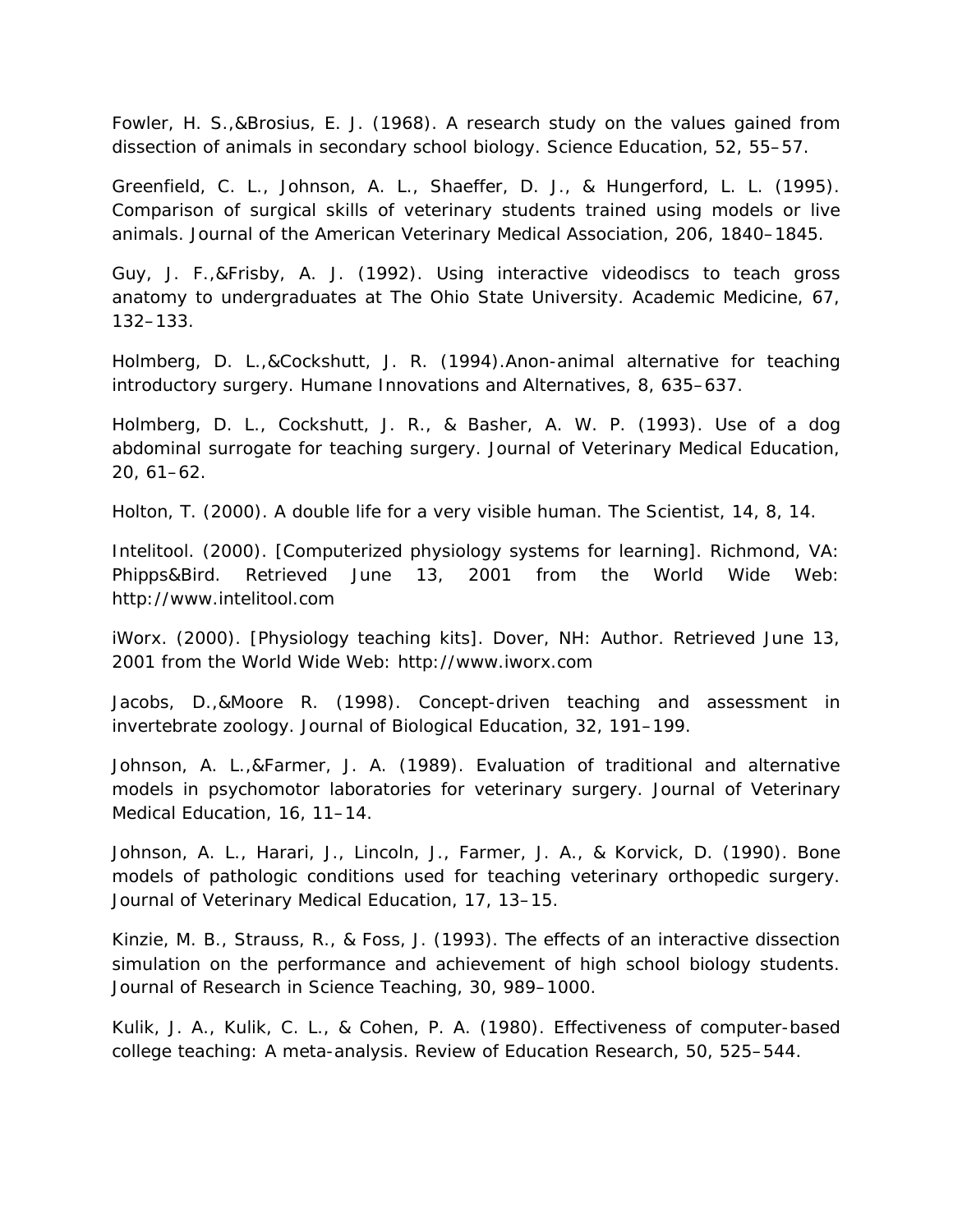Fowler, H. S.,&Brosius, E. J. (1968). A research study on the values gained from dissection of animals in secondary school biology. Science Education, 52, 55–57.

Greenfield, C. L., Johnson, A. L., Shaeffer, D. J., & Hungerford, L. L. (1995). Comparison of surgical skills of veterinary students trained using models or live animals. Journal of the American Veterinary Medical Association, 206, 1840–1845.

Guy, J. F.,&Frisby, A. J. (1992). Using interactive videodiscs to teach gross anatomy to undergraduates at The Ohio State University. Academic Medicine, 67, 132–133.

Holmberg, D. L.,&Cockshutt, J. R. (1994).Anon-animal alternative for teaching introductory surgery. Humane Innovations and Alternatives, 8, 635–637.

Holmberg, D. L., Cockshutt, J. R., & Basher, A. W. P. (1993). Use of a dog abdominal surrogate for teaching surgery. Journal of Veterinary Medical Education, 20, 61–62.

Holton, T. (2000). A double life for a very visible human. The Scientist, 14, 8, 14.

Intelitool. (2000). [Computerized physiology systems for learning]. Richmond, VA: Phipps&Bird. Retrieved June 13, 2001 from the World Wide Web: http://www.intelitool.com

iWorx. (2000). [Physiology teaching kits]. Dover, NH: Author. Retrieved June 13, 2001 from the World Wide Web: http://www.iworx.com

Jacobs, D.,&Moore R. (1998). Concept-driven teaching and assessment in invertebrate zoology. Journal of Biological Education, 32, 191–199.

Johnson, A. L.,&Farmer, J. A. (1989). Evaluation of traditional and alternative models in psychomotor laboratories for veterinary surgery. Journal of Veterinary Medical Education, 16, 11–14.

Johnson, A. L., Harari, J., Lincoln, J., Farmer, J. A., & Korvick, D. (1990). Bone models of pathologic conditions used for teaching veterinary orthopedic surgery. Journal of Veterinary Medical Education, 17, 13–15.

Kinzie, M. B., Strauss, R., & Foss, J. (1993). The effects of an interactive dissection simulation on the performance and achievement of high school biology students. Journal of Research in Science Teaching, 30, 989–1000.

Kulik, J. A., Kulik, C. L., & Cohen, P. A. (1980). Effectiveness of computer-based college teaching: A meta-analysis. Review of Education Research, 50, 525–544.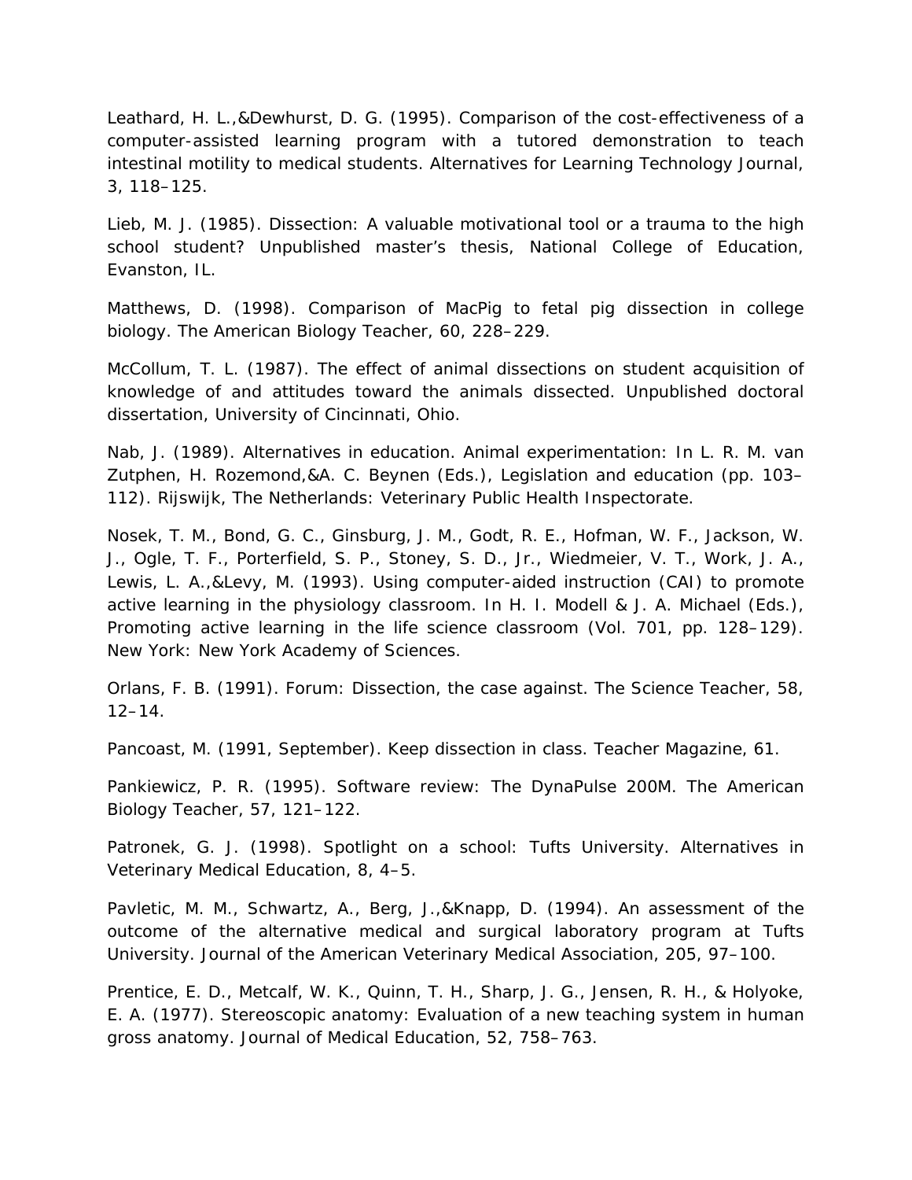Leathard, H. L.,&Dewhurst, D. G. (1995). Comparison of the cost-effectiveness of a computer-assisted learning program with a tutored demonstration to teach intestinal motility to medical students. Alternatives for Learning Technology Journal, 3, 118–125.

Lieb, M. J. (1985). Dissection: A valuable motivational tool or a trauma to the high school student? Unpublished master's thesis, National College of Education, Evanston, IL.

Matthews, D. (1998). Comparison of MacPig to fetal pig dissection in college biology. The American Biology Teacher, 60, 228–229.

McCollum, T. L. (1987). The effect of animal dissections on student acquisition of knowledge of and attitudes toward the animals dissected. Unpublished doctoral dissertation, University of Cincinnati, Ohio.

Nab, J. (1989). Alternatives in education. Animal experimentation: In L. R. M. van Zutphen, H. Rozemond,&A. C. Beynen (Eds.), Legislation and education (pp. 103–112). Rijswijk, The Netherlands: Veterinary Public Health Inspectorate.

Nosek, T. M., Bond, G. C., Ginsburg, J. M., Godt, R. E., Hofman, W. F., Jackson, W. J., Ogle, T. F., Porterfield, S. P., Stoney, S. D., Jr., Wiedmeier, V. T., Work, J. A., Lewis, L. A.,&Levy, M. (1993). Using computer-aided instruction (CAI) to promote active learning in the physiology classroom. In H. I. Modell & J. A. Michael (Eds.), Promoting active learning in the life science classroom (Vol. 701, pp. 128–129). New York: New York Academy of Sciences.

Orlans, F. B. (1991). Forum: Dissection, the case against. The Science Teacher, 58, 12–14.

Pancoast, M. (1991, September). Keep dissection in class. Teacher Magazine, 61.

Pankiewicz, P. R. (1995). Software review: The DynaPulse 200M. The American Biology Teacher, 57, 121–122.

Patronek, G. J. (1998). Spotlight on a school: Tufts University. Alternatives in Veterinary Medical Education, 8, 4–5.

Pavletic, M. M., Schwartz, A., Berg, J.,&Knapp, D. (1994). An assessment of the outcome of the alternative medical and surgical laboratory program at Tufts University. Journal of the American Veterinary Medical Association, 205, 97–100.

Prentice, E. D., Metcalf, W. K., Quinn, T. H., Sharp, J. G., Jensen, R. H., & Holyoke, E. A. (1977). Stereoscopic anatomy: Evaluation of a new teaching system in human gross anatomy. Journal of Medical Education, 52, 758–763.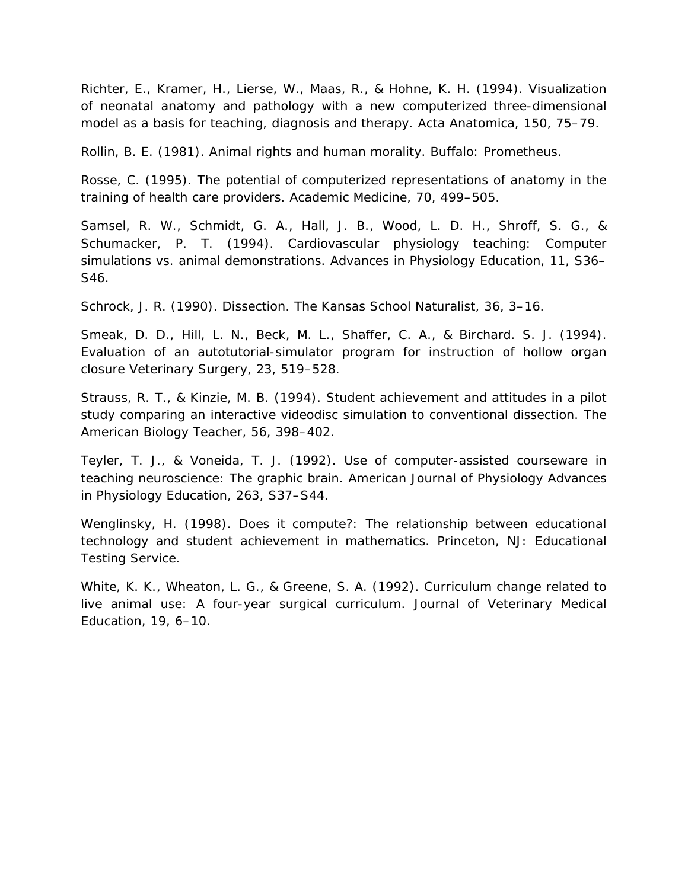Richter, E., Kramer, H., Lierse, W., Maas, R., & Hohne, K. H. (1994). Visualization of neonatal anatomy and pathology with a new computerized three-dimensional model as a basis for teaching, diagnosis and therapy. Acta Anatomica, 150, 75–79.

Rollin, B. E. (1981). Animal rights and human morality. Buffalo: Prometheus.

Rosse, C. (1995). The potential of computerized representations of anatomy in the training of health care providers. Academic Medicine, 70, 499–505.

Samsel, R. W., Schmidt, G. A., Hall, J. B., Wood, L. D. H., Shroff, S. G., & Schumacker, P. T. (1994). Cardiovascular physiology teaching: Computer simulations vs. animal demonstrations. Advances in Physiology Education, 11, S36–S46.

Schrock, J. R. (1990). Dissection. The Kansas School Naturalist, 36, 3–16.

Smeak, D. D., Hill, L. N., Beck, M. L., Shaffer, C. A., & Birchard. S. J. (1994). Evaluation of an autotutorial-simulator program for instruction of hollow organ closure Veterinary Surgery, 23, 519–528.

Strauss, R. T., & Kinzie, M. B. (1994). Student achievement and attitudes in a pilot study comparing an interactive videodisc simulation to conventional dissection. The American Biology Teacher, 56, 398–402.

Teyler, T. J., & Voneida, T. J. (1992). Use of computer-assisted courseware in teaching neuroscience: The graphic brain. American Journal of Physiology Advances in Physiology Education, 263, S37–S44.

Wenglinsky, H. (1998). Does it compute?: The relationship between educational technology and student achievement in mathematics. Princeton, NJ: Educational Testing Service.

White, K. K., Wheaton, L. G., & Greene, S. A. (1992). Curriculum change related to live animal use: A four-year surgical curriculum. Journal of Veterinary Medical Education, 19, 6–10.